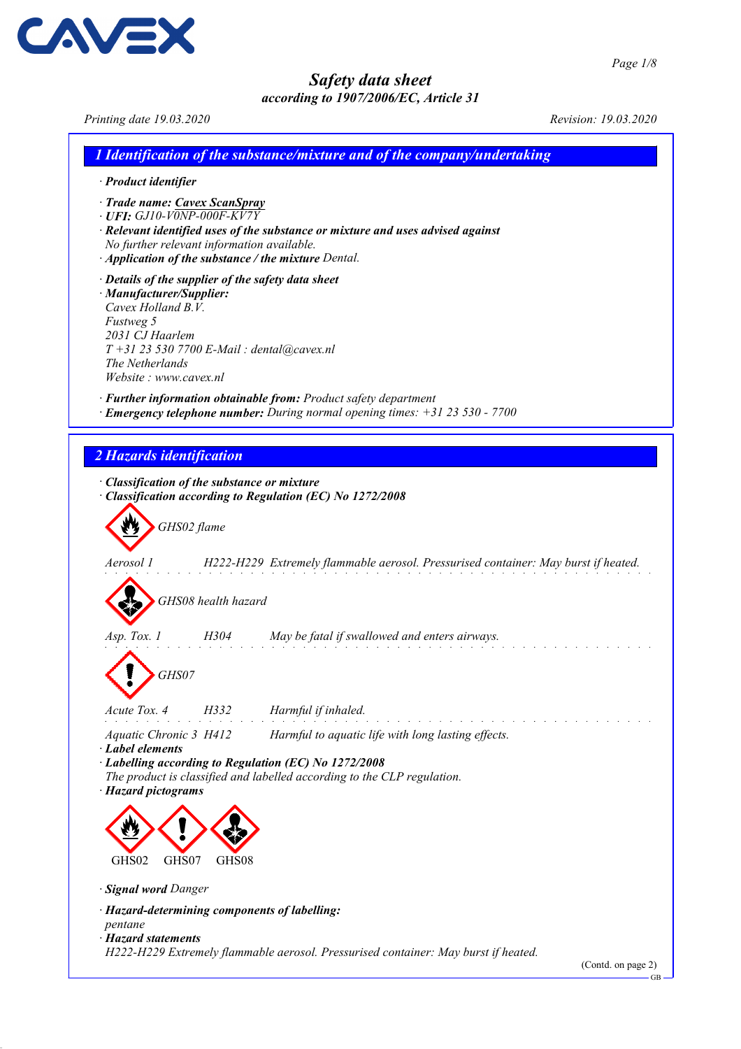# Safety data sheet
*according to 1907/2006/EC, Article 31*

*Printing date 19.03.2020* *Revision: 19.03.2020*

## 1 Identification of the substance/mixture and of the company/undertaking

- **Product identifier**
- **Trade name: Cavex ScanSpray**
- **UFI:** GJ10-V0NP-000F-KV7Y
- **Relevant identified uses of the substance or mixture and uses advised against**
  No further relevant information available.
- **Application of the substance / the mixture** Dental.
- **Details of the supplier of the safety data sheet**
- **Manufacturer/Supplier:**
  Cavex Holland B.V.
  Fustweg 5
  2031 CJ Haarlem
  T +31 23 530 7700 E-Mail : dental@cavex.nl
  The Netherlands
  Website : www.cavex.nl
- **Further information obtainable from:** Product safety department
- **Emergency telephone number:** During normal opening times: +31 23 530 - 7700

## 2 Hazards identification

- **Classification of the substance or mixture**
- **Classification according to Regulation (EC) No 1272/2008**

GHS02 flame

Aerosol 1 H222-H229 Extremely flammable aerosol. Pressurised container: May burst if heated.

GHS08 health hazard

Asp. Tox. 1 H304 May be fatal if swallowed and enters airways.

GHS07

Acute Tox. 4 H332 Harmful if inhaled.

Aquatic Chronic 3 H412 Harmful to aquatic life with long lasting effects.

- **Label elements**
- **Labelling according to Regulation (EC) No 1272/2008**
  The product is classified and labelled according to the CLP regulation.
- **Hazard pictograms**

GHS02 GHS07 GHS08

- **Signal word** Danger
- **Hazard-determining components of labelling:**
  pentane
- **Hazard statements**
  H222-H229 Extremely flammable aerosol. Pressurised container: May burst if heated.

(Contd. on page 2)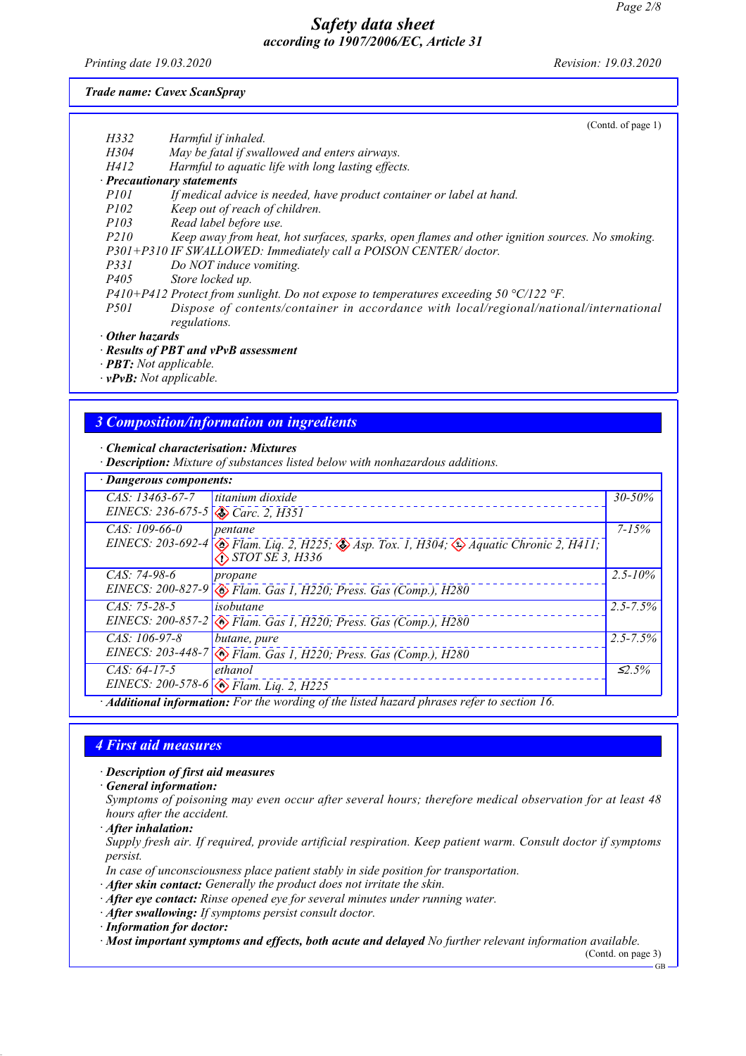Trade name: Cavex ScanSpray

(Contd. of page 1)

| | |
|---|---|
| H332 | Harmful if inhaled. |
| H304 | May be fatal if swallowed and enters airways. |
| H412 | Harmful to aquatic life with long lasting effects. |

· **Precautionary statements**

| | |
|---|---|
| P101 | If medical advice is needed, have product container or label at hand. |
| P102 | Keep out of reach of children. |
| P103 | Read label before use. |
| P210 | Keep away from heat, hot surfaces, sparks, open flames and other ignition sources. No smoking. |
| P301+P310 | IF SWALLOWED: Immediately call a POISON CENTER/ doctor. |
| P331 | Do NOT induce vomiting. |
| P405 | Store locked up. |
| P410+P412 | Protect from sunlight. Do not expose to temperatures exceeding 50 °C/122 °F. |
| P501 | Dispose of contents/container in accordance with local/regional/national/international regulations. |

· **Other hazards**
· **Results of PBT and vPvB assessment**
· **PBT:** Not applicable.
· **vPvB:** Not applicable.

## 3 Composition/information on ingredients

· **Chemical characterisation: Mixtures**
· **Description:** Mixture of substances listed below with nonhazardous additions.

· **Dangerous components:**

| Identifiers | Substance / Classification | Content |
|---|---|---|
| CAS: 13463-67-7<br>EINECS: 236-675-5 | titanium dioxide<br>Carc. 2, H351 | 30-50% |
| CAS: 109-66-0<br>EINECS: 203-692-4 | pentane<br>Flam. Liq. 2, H225; Asp. Tox. 1, H304; Aquatic Chronic 2, H411; STOT SE 3, H336 | 7-15% |
| CAS: 74-98-6<br>EINECS: 200-827-9 | propane<br>Flam. Gas 1, H220; Press. Gas (Comp.), H280 | 2.5-10% |
| CAS: 75-28-5<br>EINECS: 200-857-2 | isobutane<br>Flam. Gas 1, H220; Press. Gas (Comp.), H280 | 2.5-7.5% |
| CAS: 106-97-8<br>EINECS: 203-448-7 | butane, pure<br>Flam. Gas 1, H220; Press. Gas (Comp.), H280 | 2.5-7.5% |
| CAS: 64-17-5<br>EINECS: 200-578-6 | ethanol<br>Flam. Liq. 2, H225 | ≤2.5% |

· **Additional information:** For the wording of the listed hazard phrases refer to section 16.

## 4 First aid measures

· **Description of first aid measures**
· **General information:**
Symptoms of poisoning may even occur after several hours; therefore medical observation for at least 48 hours after the accident.
· **After inhalation:**
Supply fresh air. If required, provide artificial respiration. Keep patient warm. Consult doctor if symptoms persist.
In case of unconsciousness place patient stably in side position for transportation.
· **After skin contact:** Generally the product does not irritate the skin.
· **After eye contact:** Rinse opened eye for several minutes under running water.
· **After swallowing:** If symptoms persist consult doctor.
· **Information for doctor:**
· **Most important symptoms and effects, both acute and delayed** No further relevant information available.

(Contd. on page 3)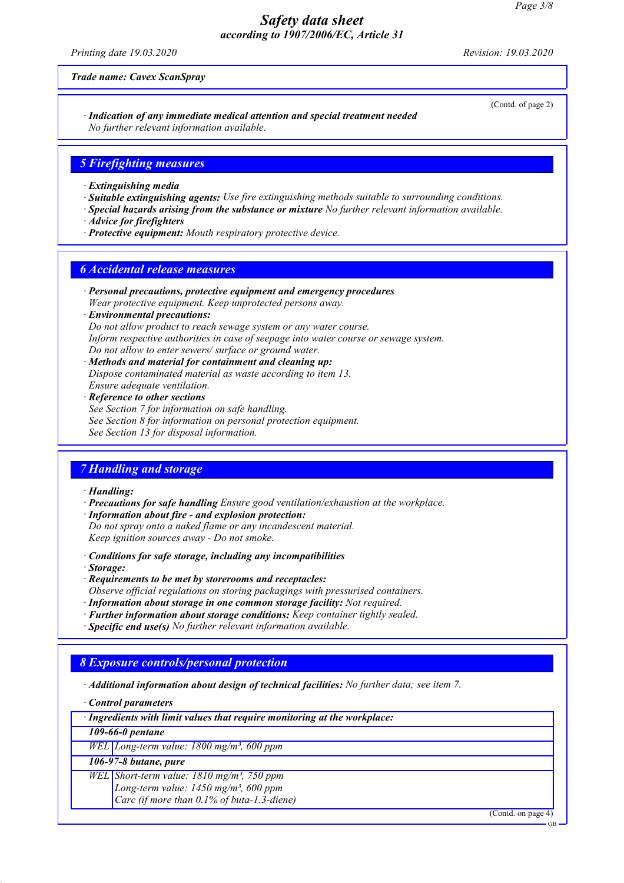*Trade name: Cavex ScanSpray*

(Contd. of page 2)

· ***Indication of any immediate medical attention and special treatment needed***
*No further relevant information available.*

## *5 Firefighting measures*

· ***Extinguishing media***
· ***Suitable extinguishing agents:*** *Use fire extinguishing methods suitable to surrounding conditions.*
· ***Special hazards arising from the substance or mixture*** *No further relevant information available.*
· ***Advice for firefighters***
· ***Protective equipment:*** *Mouth respiratory protective device.*

## *6 Accidental release measures*

· ***Personal precautions, protective equipment and emergency procedures***
*Wear protective equipment. Keep unprotected persons away.*
· ***Environmental precautions:***
*Do not allow product to reach sewage system or any water course.*
*Inform respective authorities in case of seepage into water course or sewage system.*
*Do not allow to enter sewers/ surface or ground water.*
· ***Methods and material for containment and cleaning up:***
*Dispose contaminated material as waste according to item 13.*
*Ensure adequate ventilation.*
· ***Reference to other sections***
*See Section 7 for information on safe handling.*
*See Section 8 for information on personal protection equipment.*
*See Section 13 for disposal information.*

## *7 Handling and storage*

· ***Handling:***
· ***Precautions for safe handling*** *Ensure good ventilation/exhaustion at the workplace.*
· ***Information about fire - and explosion protection:***
*Do not spray onto a naked flame or any incandescent material.*
*Keep ignition sources away - Do not smoke.*

· ***Conditions for safe storage, including any incompatibilities***
· ***Storage:***
· ***Requirements to be met by storerooms and receptacles:***
*Observe official regulations on storing packagings with pressurised containers.*
· ***Information about storage in one common storage facility:*** *Not required.*
· ***Further information about storage conditions:*** *Keep container tightly sealed.*
· ***Specific end use(s)*** *No further relevant information available.*

## *8 Exposure controls/personal protection*

· ***Additional information about design of technical facilities:*** *No further data; see item 7.*

· ***Control parameters***

| · ***Ingredients with limit values that require monitoring at the workplace:*** | |
|---|---|
| ***109-66-0 pentane*** | |
| *WEL* | *Long-term value: 1800 mg/m³, 600 ppm* |
| ***106-97-8 butane, pure*** | |
| *WEL* | *Short-term value: 1810 mg/m³, 750 ppm*<br>*Long-term value: 1450 mg/m³, 600 ppm*<br>*Carc (if more than 0.1% of buta-1.3-diene)* |

(Contd. on page 4)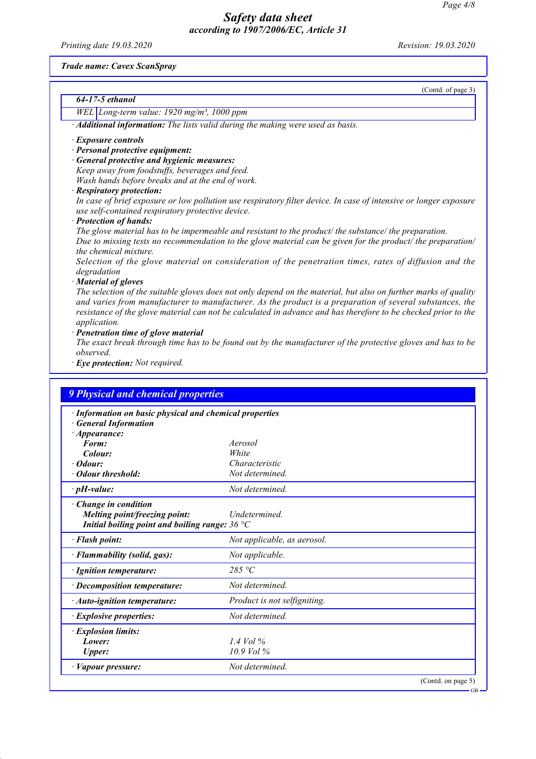Trade name: Cavex ScanSpray

(Contd. of page 3)

| **64-17-5 ethanol** | |
|---|---|
| WEL | Long-term value: 1920 mg/m³, 1000 ppm |

· **Additional information:** The lists valid during the making were used as basis.

· **Exposure controls**
· **Personal protective equipment:**
· **General protective and hygienic measures:**
Keep away from foodstuffs, beverages and feed.
Wash hands before breaks and at the end of work.
· **Respiratory protection:**
In case of brief exposure or low pollution use respiratory filter device. In case of intensive or longer exposure use self-contained respiratory protective device.
· **Protection of hands:**
The glove material has to be impermeable and resistant to the product/ the substance/ the preparation.
Due to missing tests no recommendation to the glove material can be given for the product/ the preparation/ the chemical mixture.
Selection of the glove material on consideration of the penetration times, rates of diffusion and the degradation
· **Material of gloves**
The selection of the suitable gloves does not only depend on the material, but also on further marks of quality and varies from manufacturer to manufacturer. As the product is a preparation of several substances, the resistance of the glove material can not be calculated in advance and has therefore to be checked prior to the application.
· **Penetration time of glove material**
The exact break through time has to be found out by the manufacturer of the protective gloves and has to be observed.
· **Eye protection:** Not required.

## 9 Physical and chemical properties

· **Information on basic physical and chemical properties**
· **General Information**

| | |
|---|---|
| · **Appearance:** | |
| **Form:** | Aerosol |
| **Colour:** | White |
| · **Odour:** | Characteristic |
| · **Odour threshold:** | Not determined. |
| · **pH-value:** | Not determined. |
| · **Change in condition** | |
| **Melting point/freezing point:** | Undetermined. |
| **Initial boiling point and boiling range:** | 36 °C |
| · **Flash point:** | Not applicable, as aerosol. |
| · **Flammability (solid, gas):** | Not applicable. |
| · **Ignition temperature:** | 285 °C |
| · **Decomposition temperature:** | Not determined. |
| · **Auto-ignition temperature:** | Product is not selfigniting. |
| · **Explosive properties:** | Not determined. |
| · **Explosion limits:** | |
| **Lower:** | 1.4 Vol % |
| **Upper:** | 10.9 Vol % |
| · **Vapour pressure:** | Not determined. |

(Contd. on page 5)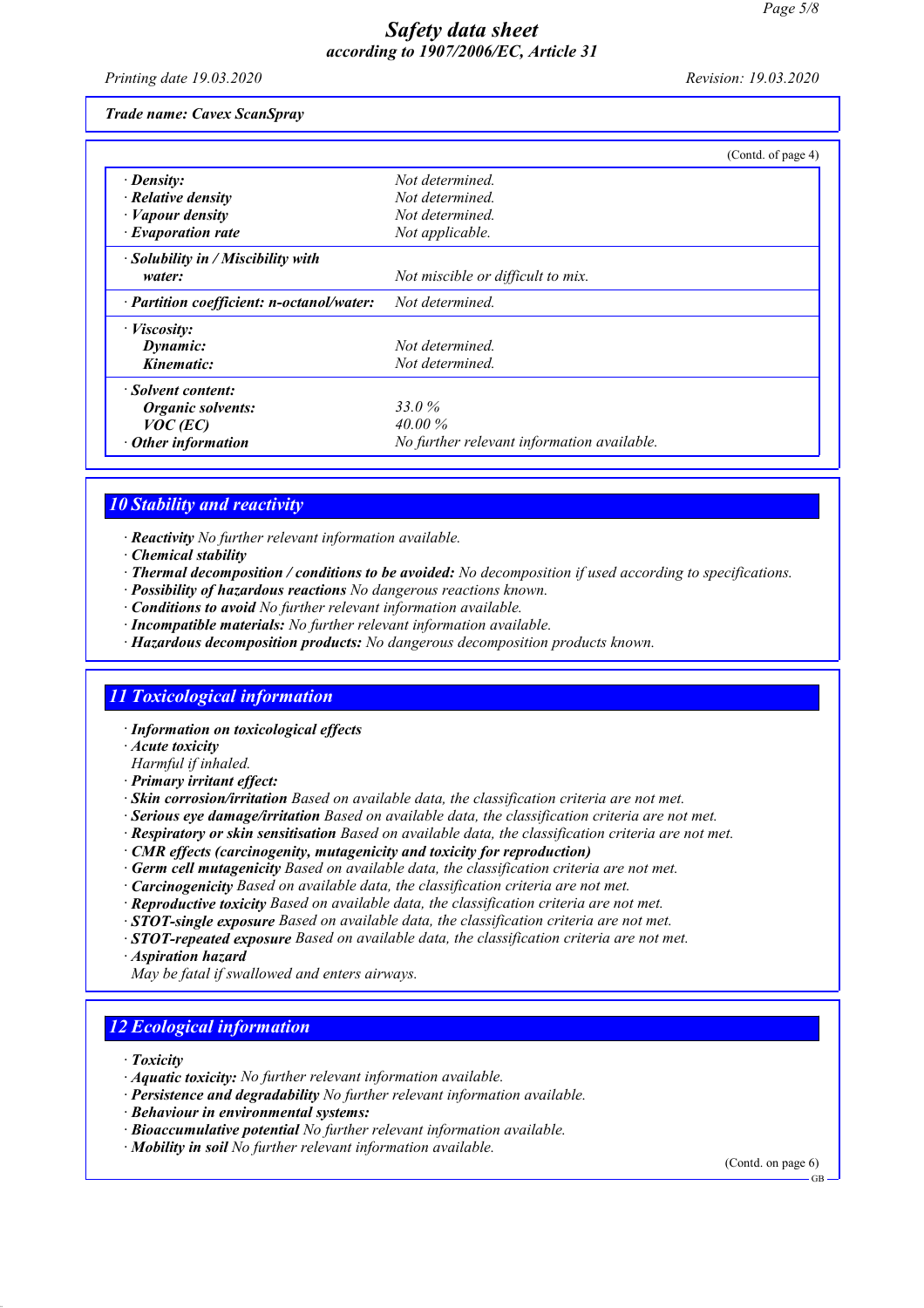**Trade name: Cavex ScanSpray**

(Contd. of page 4)

| | |
|---|---|
| · **Density:** | Not determined. |
| · **Relative density** | Not determined. |
| · **Vapour density** | Not determined. |
| · **Evaporation rate** | Not applicable. |
| · **Solubility in / Miscibility with water:** | Not miscible or difficult to mix. |
| · **Partition coefficient: n-octanol/water:** | Not determined. |
| · **Viscosity:** | |
| **Dynamic:** | Not determined. |
| **Kinematic:** | Not determined. |
| · **Solvent content:** | |
| **Organic solvents:** | 33.0 % |
| **VOC (EC)** | 40.00 % |
| · **Other information** | No further relevant information available. |

## 10 Stability and reactivity

· **Reactivity** No further relevant information available.
· **Chemical stability**
· **Thermal decomposition / conditions to be avoided:** No decomposition if used according to specifications.
· **Possibility of hazardous reactions** No dangerous reactions known.
· **Conditions to avoid** No further relevant information available.
· **Incompatible materials:** No further relevant information available.
· **Hazardous decomposition products:** No dangerous decomposition products known.

## 11 Toxicological information

· **Information on toxicological effects**
· **Acute toxicity**
Harmful if inhaled.
· **Primary irritant effect:**
· **Skin corrosion/irritation** Based on available data, the classification criteria are not met.
· **Serious eye damage/irritation** Based on available data, the classification criteria are not met.
· **Respiratory or skin sensitisation** Based on available data, the classification criteria are not met.
· **CMR effects (carcinogenity, mutagenicity and toxicity for reproduction)**
· **Germ cell mutagenicity** Based on available data, the classification criteria are not met.
· **Carcinogenicity** Based on available data, the classification criteria are not met.
· **Reproductive toxicity** Based on available data, the classification criteria are not met.
· **STOT-single exposure** Based on available data, the classification criteria are not met.
· **STOT-repeated exposure** Based on available data, the classification criteria are not met.
· **Aspiration hazard**
May be fatal if swallowed and enters airways.

## 12 Ecological information

· **Toxicity**
· **Aquatic toxicity:** No further relevant information available.
· **Persistence and degradability** No further relevant information available.
· **Behaviour in environmental systems:**
· **Bioaccumulative potential** No further relevant information available.
· **Mobility in soil** No further relevant information available.

(Contd. on page 6)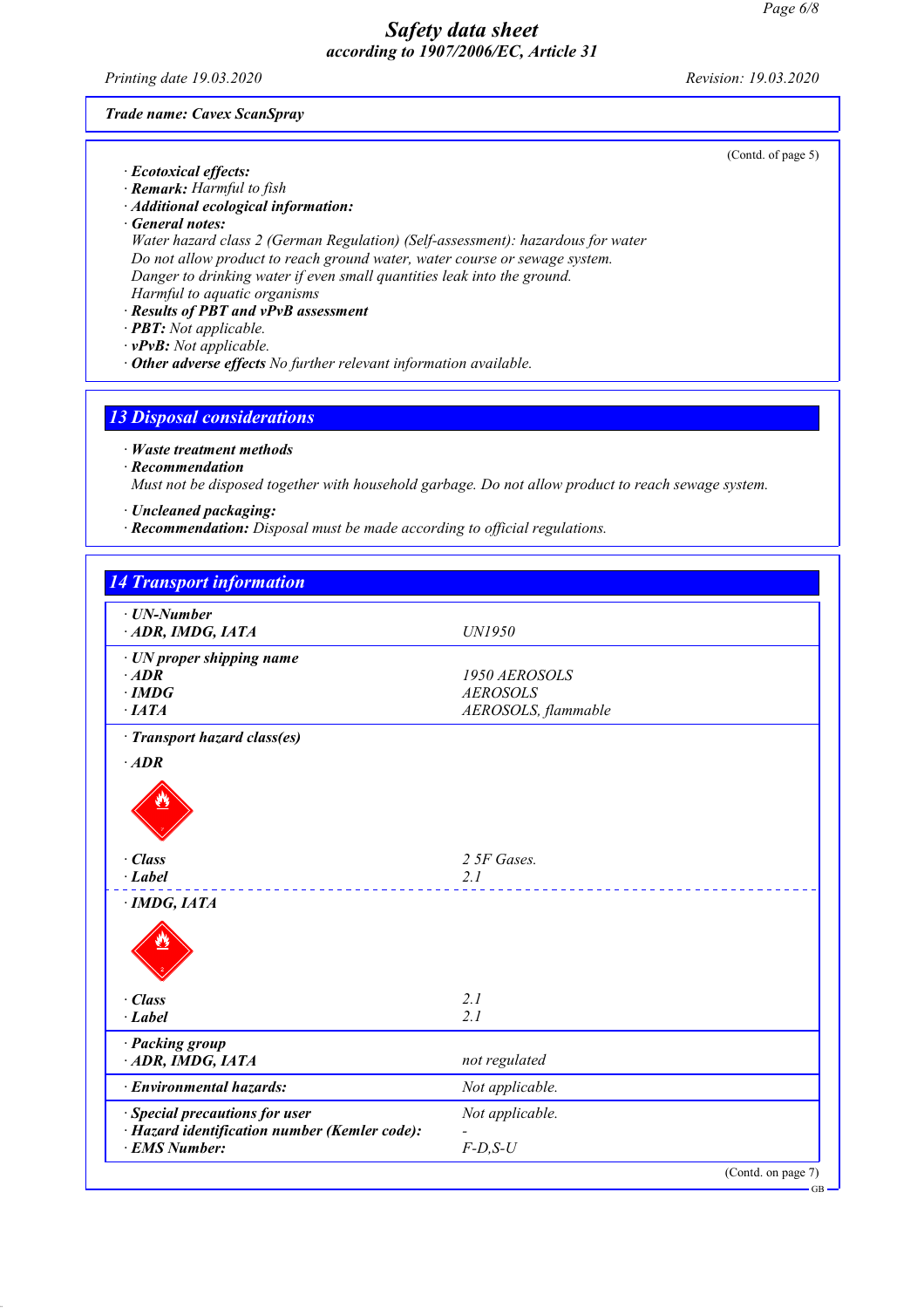Safety data sheet
according to 1907/2006/EC, Article 31

Printing date 19.03.2020 Revision: 19.03.2020

**Trade name: Cavex ScanSpray**

(Contd. of page 5)

· ***Ecotoxical effects:***
· ***Remark:*** *Harmful to fish*
· ***Additional ecological information:***
· ***General notes:***
*Water hazard class 2 (German Regulation) (Self-assessment): hazardous for water*
*Do not allow product to reach ground water, water course or sewage system.*
*Danger to drinking water if even small quantities leak into the ground.*
*Harmful to aquatic organisms*
· ***Results of PBT and vPvB assessment***
· ***PBT:*** *Not applicable.*
· ***vPvB:*** *Not applicable.*
· ***Other adverse effects*** *No further relevant information available.*

## 13 Disposal considerations

· ***Waste treatment methods***
· ***Recommendation***
*Must not be disposed together with household garbage. Do not allow product to reach sewage system.*

· ***Uncleaned packaging:***
· ***Recommendation:*** *Disposal must be made according to official regulations.*

## 14 Transport information

| | |
|---|---|
| · ***UN-Number*** | |
| · ***ADR, IMDG, IATA*** | *UN1950* |
| · ***UN proper shipping name*** | |
| · ***ADR*** | *1950 AEROSOLS* |
| · ***IMDG*** | *AEROSOLS* |
| · ***IATA*** | *AEROSOLS, flammable* |
| · ***Transport hazard class(es)*** | |
| · ***ADR*** | |
| · ***Class*** | *2 5F Gases.* |
| · ***Label*** | *2.1* |
| · ***IMDG, IATA*** | |
| · ***Class*** | *2.1* |
| · ***Label*** | *2.1* |
| · ***Packing group*** | |
| · ***ADR, IMDG, IATA*** | *not regulated* |
| · ***Environmental hazards:*** | *Not applicable.* |
| · ***Special precautions for user*** | *Not applicable.* |
| · ***Hazard identification number (Kemler code):*** | *-* |
| · ***EMS Number:*** | *F-D,S-U* |

(Contd. on page 7)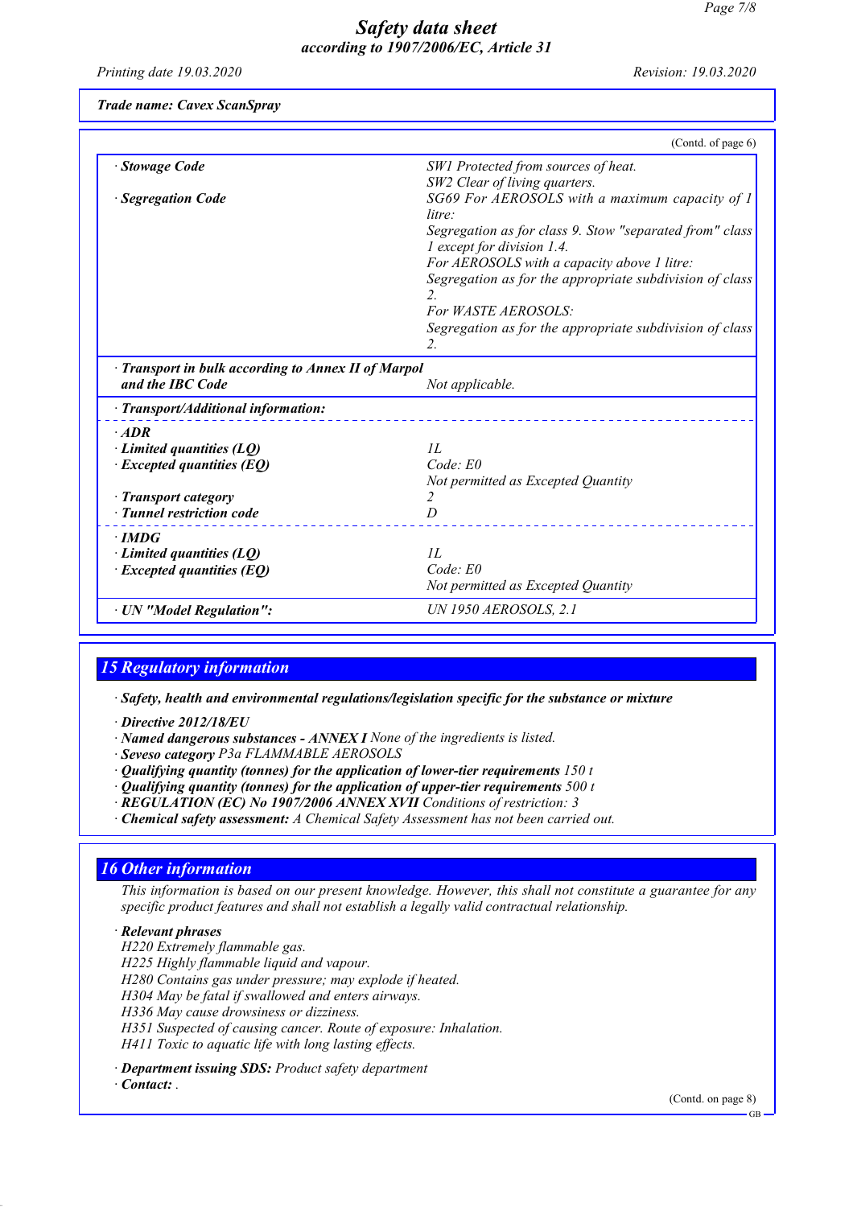Trade name: Cavex ScanSpray

(Contd. of page 6)

| | |
|---|---|
| · **Stowage Code** | *SW1 Protected from sources of heat.*<br>*SW2 Clear of living quarters.* |
| · **Segregation Code** | *SG69 For AEROSOLS with a maximum capacity of 1 litre:*<br>*Segregation as for class 9. Stow "separated from" class 1 except for division 1.4.*<br>*For AEROSOLS with a capacity above 1 litre:*<br>*Segregation as for the appropriate subdivision of class 2.*<br>*For WASTE AEROSOLS:*<br>*Segregation as for the appropriate subdivision of class 2.* |
| · **Transport in bulk according to Annex II of Marpol and the IBC Code** | *Not applicable.* |
| · **Transport/Additional information:** | |
| · **ADR** | |
| · **Limited quantities (LQ)** | *1L* |
| · **Excepted quantities (EQ)** | *Code: E0*<br>*Not permitted as Excepted Quantity* |
| · **Transport category** | *2* |
| · **Tunnel restriction code** | *D* |
| · **IMDG** | |
| · **Limited quantities (LQ)** | *1L* |
| · **Excepted quantities (EQ)** | *Code: E0*<br>*Not permitted as Excepted Quantity* |
| · **UN "Model Regulation":** | *UN 1950 AEROSOLS, 2.1* |

## 15 Regulatory information

· **Safety, health and environmental regulations/legislation specific for the substance or mixture**

· **Directive 2012/18/EU**
· **Named dangerous substances - ANNEX I** *None of the ingredients is listed.*
· **Seveso category** *P3a FLAMMABLE AEROSOLS*
· **Qualifying quantity (tonnes) for the application of lower-tier requirements** *150 t*
· **Qualifying quantity (tonnes) for the application of upper-tier requirements** *500 t*
· **REGULATION (EC) No 1907/2006 ANNEX XVII** *Conditions of restriction: 3*
· **Chemical safety assessment:** *A Chemical Safety Assessment has not been carried out.*

## 16 Other information

*This information is based on our present knowledge. However, this shall not constitute a guarantee for any specific product features and shall not establish a legally valid contractual relationship.*

· **Relevant phrases**
*H220 Extremely flammable gas.*
*H225 Highly flammable liquid and vapour.*
*H280 Contains gas under pressure; may explode if heated.*
*H304 May be fatal if swallowed and enters airways.*
*H336 May cause drowsiness or dizziness.*
*H351 Suspected of causing cancer. Route of exposure: Inhalation.*
*H411 Toxic to aquatic life with long lasting effects.*

· **Department issuing SDS:** *Product safety department*
· **Contact:** *.*

(Contd. on page 8)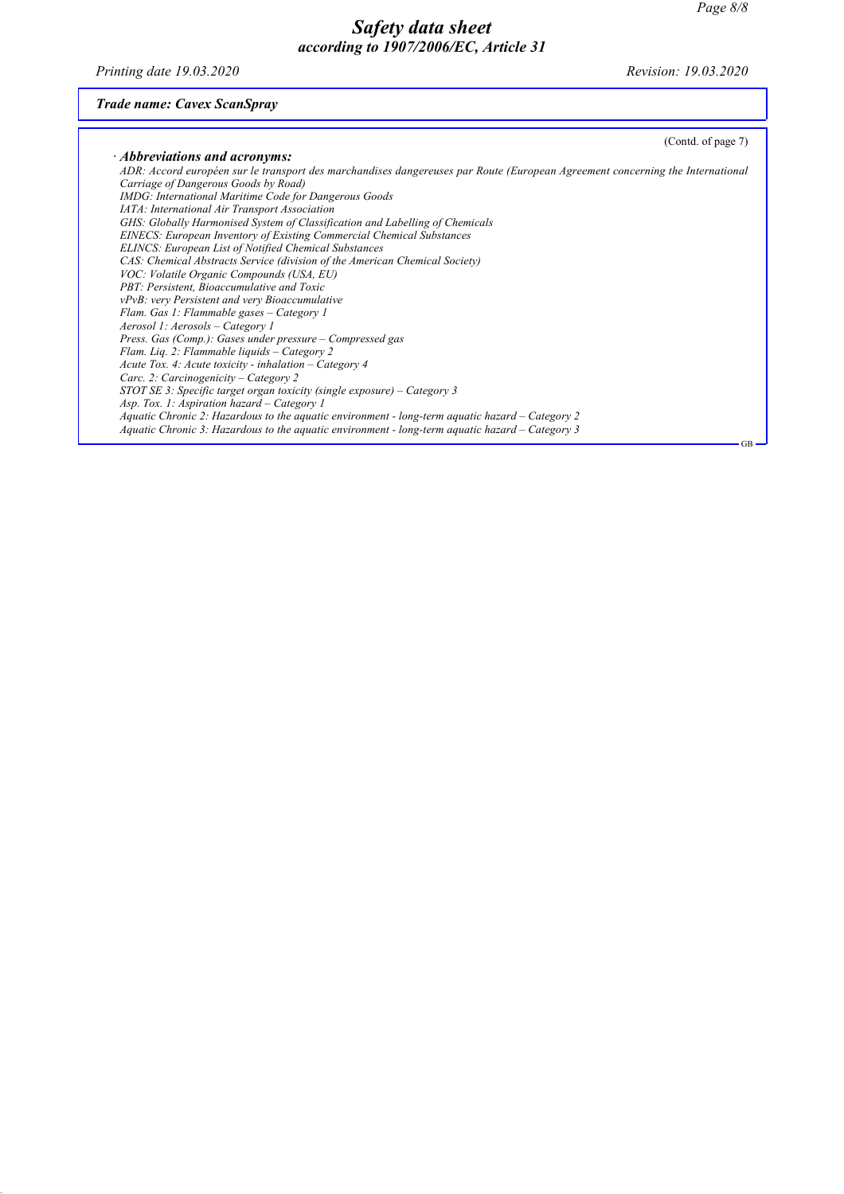# Safety data sheet
## according to 1907/2006/EC, Article 31

*Printing date 19.03.2020* *Revision: 19.03.2020*

***Trade name: Cavex ScanSpray***

(Contd. of page 7)

· ***Abbreviations and acronyms:***

*ADR: Accord européen sur le transport des marchandises dangereuses par Route (European Agreement concerning the International Carriage of Dangerous Goods by Road)*
*IMDG: International Maritime Code for Dangerous Goods*
*IATA: International Air Transport Association*
*GHS: Globally Harmonised System of Classification and Labelling of Chemicals*
*EINECS: European Inventory of Existing Commercial Chemical Substances*
*ELINCS: European List of Notified Chemical Substances*
*CAS: Chemical Abstracts Service (division of the American Chemical Society)*
*VOC: Volatile Organic Compounds (USA, EU)*
*PBT: Persistent, Bioaccumulative and Toxic*
*vPvB: very Persistent and very Bioaccumulative*
*Flam. Gas 1: Flammable gases – Category 1*
*Aerosol 1: Aerosols – Category 1*
*Press. Gas (Comp.): Gases under pressure – Compressed gas*
*Flam. Liq. 2: Flammable liquids – Category 2*
*Acute Tox. 4: Acute toxicity - inhalation – Category 4*
*Carc. 2: Carcinogenicity – Category 2*
*STOT SE 3: Specific target organ toxicity (single exposure) – Category 3*
*Asp. Tox. 1: Aspiration hazard – Category 1*
*Aquatic Chronic 2: Hazardous to the aquatic environment - long-term aquatic hazard – Category 2*
*Aquatic Chronic 3: Hazardous to the aquatic environment - long-term aquatic hazard – Category 3*

GB